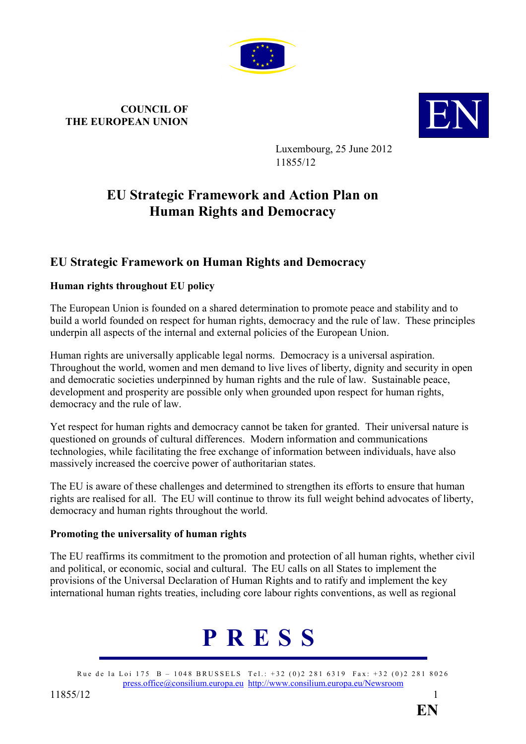COUNCIL OF
THE EUROPEAN UNION

EN

Luxembourg, 25 June 2012
11855/12

# EU Strategic Framework and Action Plan on Human Rights and Democracy

## EU Strategic Framework on Human Rights and Democracy

### Human rights throughout EU policy

The European Union is founded on a shared determination to promote peace and stability and to build a world founded on respect for human rights, democracy and the rule of law. These principles underpin all aspects of the internal and external policies of the European Union.

Human rights are universally applicable legal norms. Democracy is a universal aspiration. Throughout the world, women and men demand to live lives of liberty, dignity and security in open and democratic societies underpinned by human rights and the rule of law. Sustainable peace, development and prosperity are possible only when grounded upon respect for human rights, democracy and the rule of law.

Yet respect for human rights and democracy cannot be taken for granted. Their universal nature is questioned on grounds of cultural differences. Modern information and communications technologies, while facilitating the free exchange of information between individuals, have also massively increased the coercive power of authoritarian states.

The EU is aware of these challenges and determined to strengthen its efforts to ensure that human rights are realised for all. The EU will continue to throw its full weight behind advocates of liberty, democracy and human rights throughout the world.

### Promoting the universality of human rights

The EU reaffirms its commitment to the promotion and protection of all human rights, whether civil and political, or economic, social and cultural. The EU calls on all States to implement the provisions of the Universal Declaration of Human Rights and to ratify and implement the key international human rights treaties, including core labour rights conventions, as well as regional

# P R E S S

Rue de la Loi 175 B – 1048 BRUSSELS Tel.: +32 (0)2 281 6319 Fax: +32 (0)2 281 8026
press.office@consilium.europa.eu http://www.consilium.europa.eu/Newsroom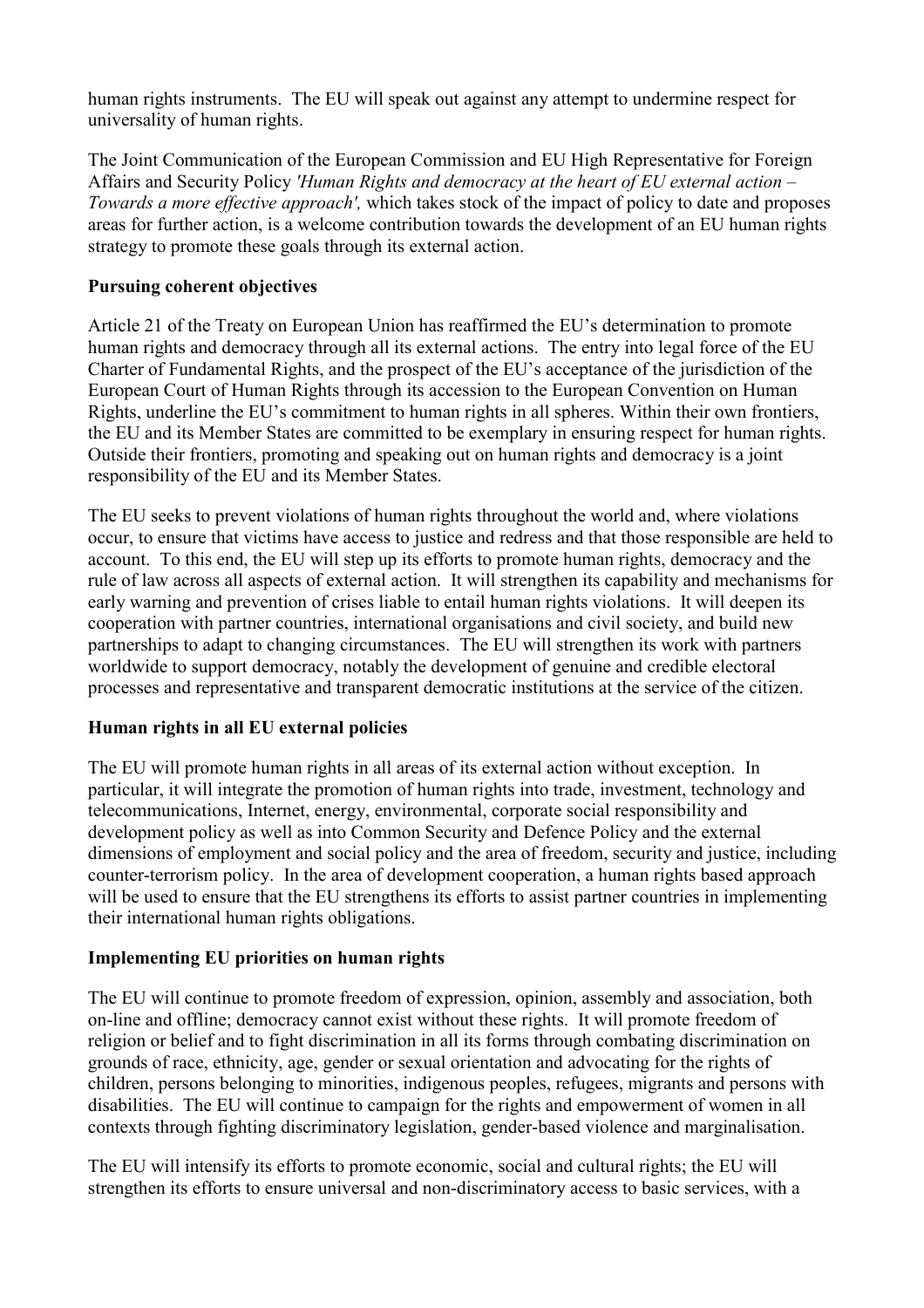human rights instruments. The EU will speak out against any attempt to undermine respect for universality of human rights.

The Joint Communication of the European Commission and EU High Representative for Foreign Affairs and Security Policy *'Human Rights and democracy at the heart of EU external action – Towards a more effective approach',* which takes stock of the impact of policy to date and proposes areas for further action, is a welcome contribution towards the development of an EU human rights strategy to promote these goals through its external action.

**Pursuing coherent objectives**

Article 21 of the Treaty on European Union has reaffirmed the EU's determination to promote human rights and democracy through all its external actions. The entry into legal force of the EU Charter of Fundamental Rights, and the prospect of the EU's acceptance of the jurisdiction of the European Court of Human Rights through its accession to the European Convention on Human Rights, underline the EU's commitment to human rights in all spheres. Within their own frontiers, the EU and its Member States are committed to be exemplary in ensuring respect for human rights. Outside their frontiers, promoting and speaking out on human rights and democracy is a joint responsibility of the EU and its Member States.

The EU seeks to prevent violations of human rights throughout the world and, where violations occur, to ensure that victims have access to justice and redress and that those responsible are held to account. To this end, the EU will step up its efforts to promote human rights, democracy and the rule of law across all aspects of external action. It will strengthen its capability and mechanisms for early warning and prevention of crises liable to entail human rights violations. It will deepen its cooperation with partner countries, international organisations and civil society, and build new partnerships to adapt to changing circumstances. The EU will strengthen its work with partners worldwide to support democracy, notably the development of genuine and credible electoral processes and representative and transparent democratic institutions at the service of the citizen.

**Human rights in all EU external policies**

The EU will promote human rights in all areas of its external action without exception. In particular, it will integrate the promotion of human rights into trade, investment, technology and telecommunications, Internet, energy, environmental, corporate social responsibility and development policy as well as into Common Security and Defence Policy and the external dimensions of employment and social policy and the area of freedom, security and justice, including counter-terrorism policy. In the area of development cooperation, a human rights based approach will be used to ensure that the EU strengthens its efforts to assist partner countries in implementing their international human rights obligations.

**Implementing EU priorities on human rights**

The EU will continue to promote freedom of expression, opinion, assembly and association, both on-line and offline; democracy cannot exist without these rights. It will promote freedom of religion or belief and to fight discrimination in all its forms through combating discrimination on grounds of race, ethnicity, age, gender or sexual orientation and advocating for the rights of children, persons belonging to minorities, indigenous peoples, refugees, migrants and persons with disabilities. The EU will continue to campaign for the rights and empowerment of women in all contexts through fighting discriminatory legislation, gender-based violence and marginalisation.

The EU will intensify its efforts to promote economic, social and cultural rights; the EU will strengthen its efforts to ensure universal and non-discriminatory access to basic services, with a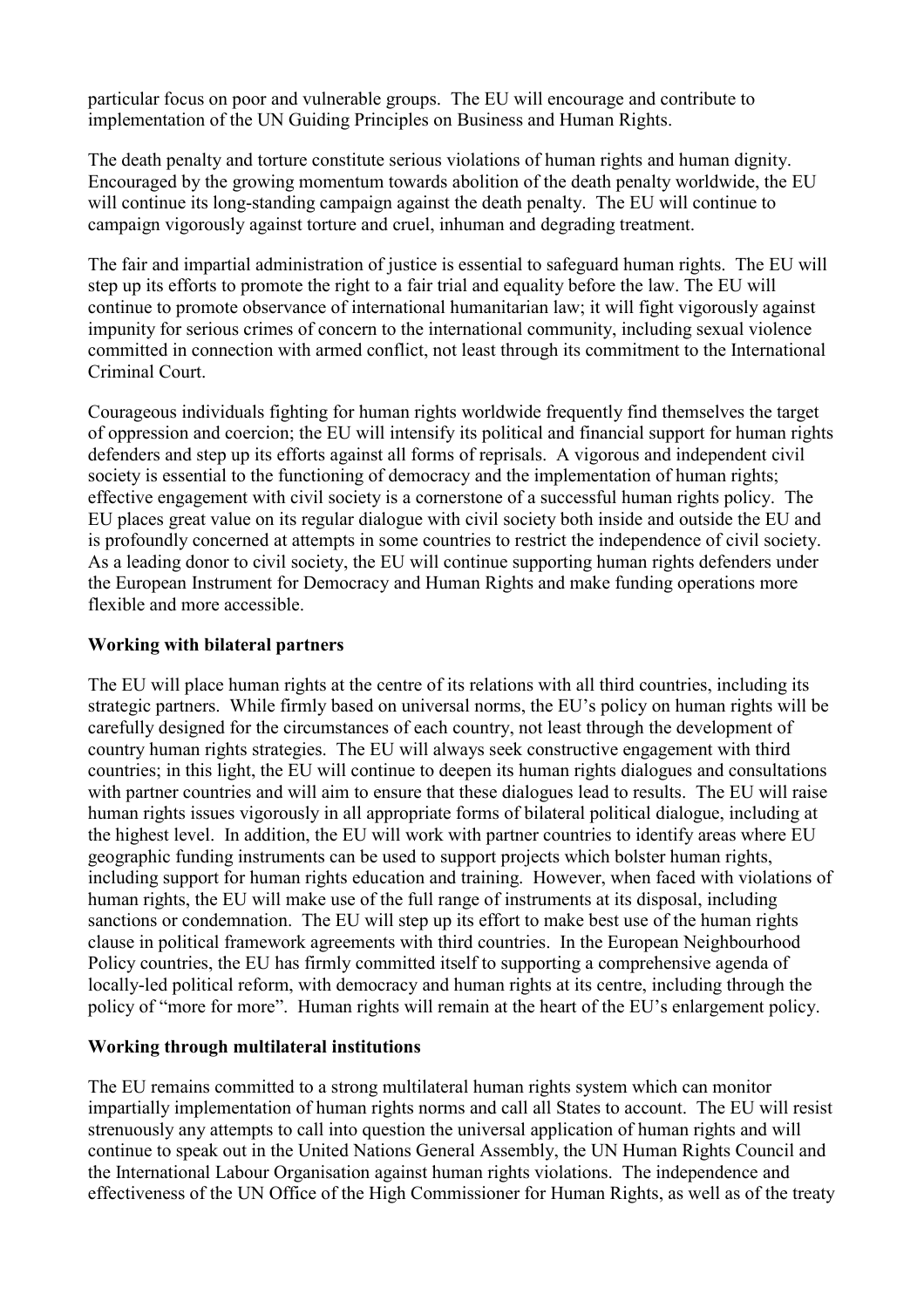particular focus on poor and vulnerable groups. The EU will encourage and contribute to implementation of the UN Guiding Principles on Business and Human Rights.

The death penalty and torture constitute serious violations of human rights and human dignity. Encouraged by the growing momentum towards abolition of the death penalty worldwide, the EU will continue its long-standing campaign against the death penalty. The EU will continue to campaign vigorously against torture and cruel, inhuman and degrading treatment.

The fair and impartial administration of justice is essential to safeguard human rights. The EU will step up its efforts to promote the right to a fair trial and equality before the law. The EU will continue to promote observance of international humanitarian law; it will fight vigorously against impunity for serious crimes of concern to the international community, including sexual violence committed in connection with armed conflict, not least through its commitment to the International Criminal Court.

Courageous individuals fighting for human rights worldwide frequently find themselves the target of oppression and coercion; the EU will intensify its political and financial support for human rights defenders and step up its efforts against all forms of reprisals. A vigorous and independent civil society is essential to the functioning of democracy and the implementation of human rights; effective engagement with civil society is a cornerstone of a successful human rights policy. The EU places great value on its regular dialogue with civil society both inside and outside the EU and is profoundly concerned at attempts in some countries to restrict the independence of civil society. As a leading donor to civil society, the EU will continue supporting human rights defenders under the European Instrument for Democracy and Human Rights and make funding operations more flexible and more accessible.

**Working with bilateral partners**

The EU will place human rights at the centre of its relations with all third countries, including its strategic partners. While firmly based on universal norms, the EU's policy on human rights will be carefully designed for the circumstances of each country, not least through the development of country human rights strategies. The EU will always seek constructive engagement with third countries; in this light, the EU will continue to deepen its human rights dialogues and consultations with partner countries and will aim to ensure that these dialogues lead to results. The EU will raise human rights issues vigorously in all appropriate forms of bilateral political dialogue, including at the highest level. In addition, the EU will work with partner countries to identify areas where EU geographic funding instruments can be used to support projects which bolster human rights, including support for human rights education and training. However, when faced with violations of human rights, the EU will make use of the full range of instruments at its disposal, including sanctions or condemnation. The EU will step up its effort to make best use of the human rights clause in political framework agreements with third countries. In the European Neighbourhood Policy countries, the EU has firmly committed itself to supporting a comprehensive agenda of locally-led political reform, with democracy and human rights at its centre, including through the policy of "more for more". Human rights will remain at the heart of the EU's enlargement policy.

**Working through multilateral institutions**

The EU remains committed to a strong multilateral human rights system which can monitor impartially implementation of human rights norms and call all States to account. The EU will resist strenuously any attempts to call into question the universal application of human rights and will continue to speak out in the United Nations General Assembly, the UN Human Rights Council and the International Labour Organisation against human rights violations. The independence and effectiveness of the UN Office of the High Commissioner for Human Rights, as well as of the treaty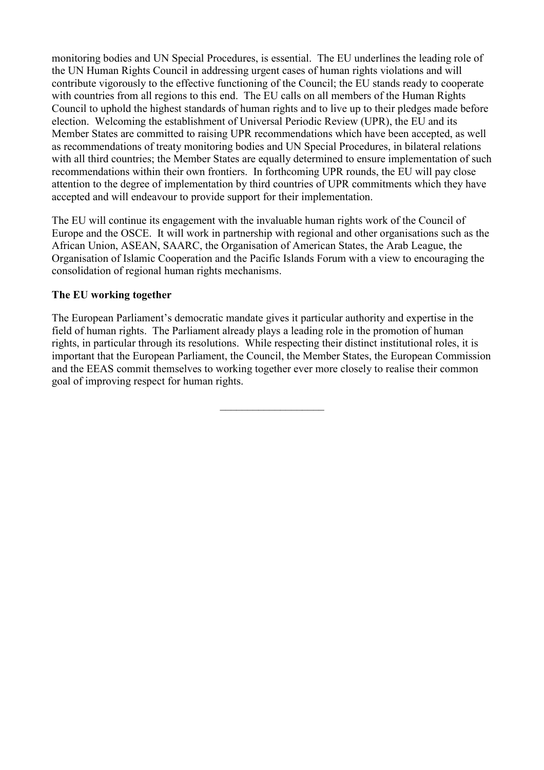monitoring bodies and UN Special Procedures, is essential. The EU underlines the leading role of the UN Human Rights Council in addressing urgent cases of human rights violations and will contribute vigorously to the effective functioning of the Council; the EU stands ready to cooperate with countries from all regions to this end. The EU calls on all members of the Human Rights Council to uphold the highest standards of human rights and to live up to their pledges made before election. Welcoming the establishment of Universal Periodic Review (UPR), the EU and its Member States are committed to raising UPR recommendations which have been accepted, as well as recommendations of treaty monitoring bodies and UN Special Procedures, in bilateral relations with all third countries; the Member States are equally determined to ensure implementation of such recommendations within their own frontiers. In forthcoming UPR rounds, the EU will pay close attention to the degree of implementation by third countries of UPR commitments which they have accepted and will endeavour to provide support for their implementation.

The EU will continue its engagement with the invaluable human rights work of the Council of Europe and the OSCE. It will work in partnership with regional and other organisations such as the African Union, ASEAN, SAARC, the Organisation of American States, the Arab League, the Organisation of Islamic Cooperation and the Pacific Islands Forum with a view to encouraging the consolidation of regional human rights mechanisms.

**The EU working together**

The European Parliament's democratic mandate gives it particular authority and expertise in the field of human rights. The Parliament already plays a leading role in the promotion of human rights, in particular through its resolutions. While respecting their distinct institutional roles, it is important that the European Parliament, the Council, the Member States, the European Commission and the EEAS commit themselves to working together ever more closely to realise their common goal of improving respect for human rights.

\_\_\_\_\_\_\_\_\_\_\_\_\_\_\_\_\_\_\_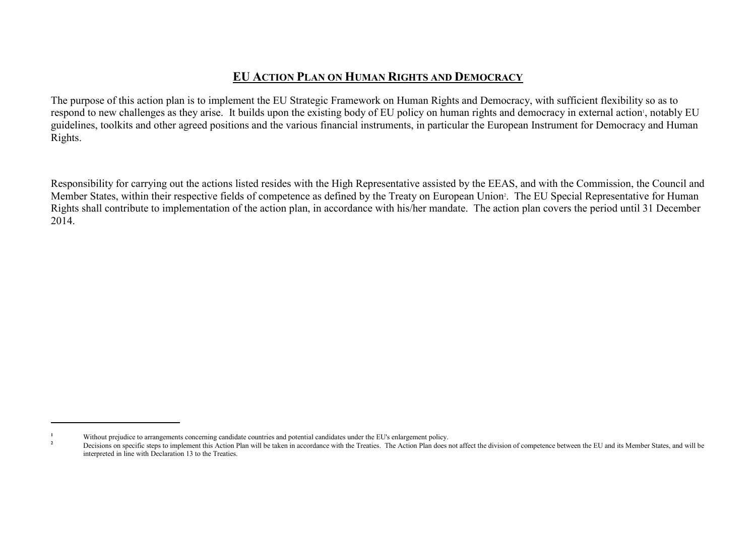# EU ACTION PLAN ON HUMAN RIGHTS AND DEMOCRACY

The purpose of this action plan is to implement the EU Strategic Framework on Human Rights and Democracy, with sufficient flexibility so as to respond to new challenges as they arise. It builds upon the existing body of EU policy on human rights and democracy in external action[1], notably EU guidelines, toolkits and other agreed positions and the various financial instruments, in particular the European Instrument for Democracy and Human Rights.

Responsibility for carrying out the actions listed resides with the High Representative assisted by the EEAS, and with the Commission, the Council and Member States, within their respective fields of competence as defined by the Treaty on European Union[2]. The EU Special Representative for Human Rights shall contribute to implementation of the action plan, in accordance with his/her mandate. The action plan covers the period until 31 December 2014.

---

[1] Without prejudice to arrangements concerning candidate countries and potential candidates under the EU's enlargement policy.

[2] Decisions on specific steps to implement this Action Plan will be taken in accordance with the Treaties. The Action Plan does not affect the division of competence between the EU and its Member States, and will be interpreted in line with Declaration 13 to the Treaties.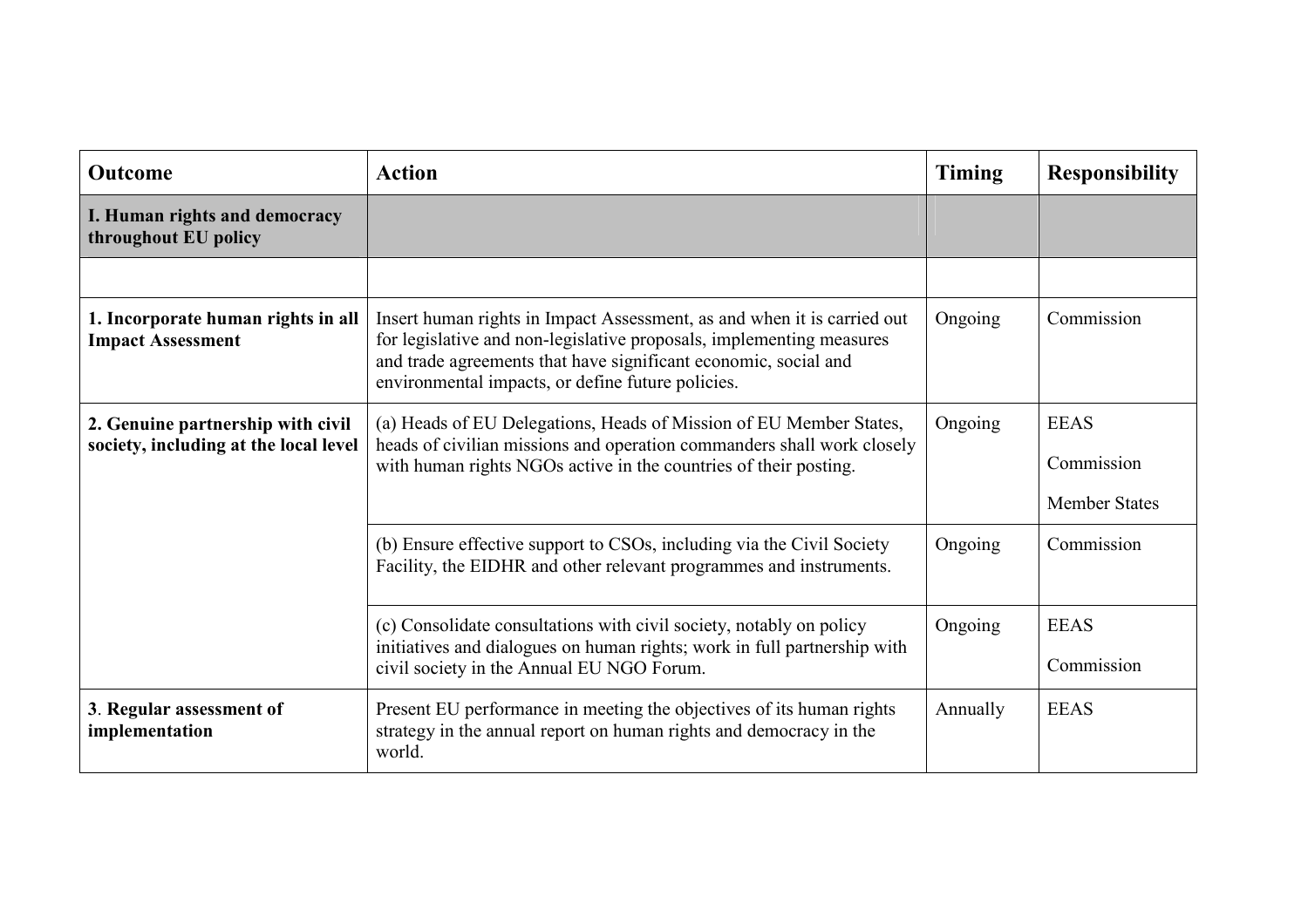| Outcome | Action | Timing | Responsibility |
|---|---|---|---|
| **I. Human rights and democracy throughout EU policy** | | | |
| | | | |
| **1. Incorporate human rights in all Impact Assessment** | Insert human rights in Impact Assessment, as and when it is carried out for legislative and non-legislative proposals, implementing measures and trade agreements that have significant economic, social and environmental impacts, or define future policies. | Ongoing | Commission |
| **2. Genuine partnership with civil society, including at the local level** | (a) Heads of EU Delegations, Heads of Mission of EU Member States, heads of civilian missions and operation commanders shall work closely with human rights NGOs active in the countries of their posting. | Ongoing | EEAS<br>Commission<br>Member States |
| | (b) Ensure effective support to CSOs, including via the Civil Society Facility, the EIDHR and other relevant programmes and instruments. | Ongoing | Commission |
| | (c) Consolidate consultations with civil society, notably on policy initiatives and dialogues on human rights; work in full partnership with civil society in the Annual EU NGO Forum. | Ongoing | EEAS<br>Commission |
| 3. **Regular assessment of implementation** | Present EU performance in meeting the objectives of its human rights strategy in the annual report on human rights and democracy in the world. | Annually | EEAS |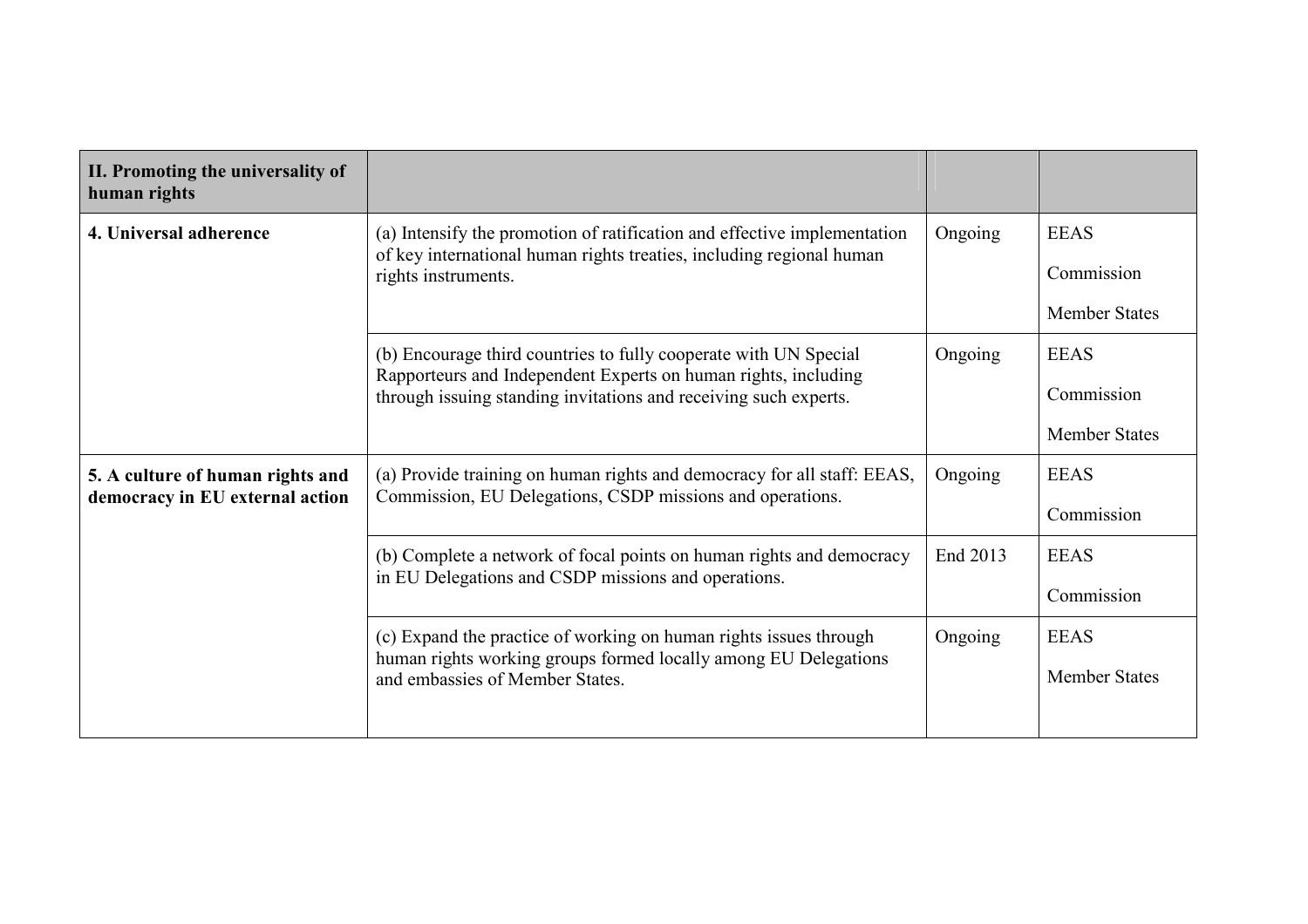| II. Promoting the universality of human rights | | | |
|---|---|---|---|
| **4. Universal adherence** | (a) Intensify the promotion of ratification and effective implementation of key international human rights treaties, including regional human rights instruments. | Ongoing | EEAS<br>Commission<br>Member States |
| | (b) Encourage third countries to fully cooperate with UN Special Rapporteurs and Independent Experts on human rights, including through issuing standing invitations and receiving such experts. | Ongoing | EEAS<br>Commission<br>Member States |
| **5. A culture of human rights and democracy in EU external action** | (a) Provide training on human rights and democracy for all staff: EEAS, Commission, EU Delegations, CSDP missions and operations. | Ongoing | EEAS<br>Commission |
| | (b) Complete a network of focal points on human rights and democracy in EU Delegations and CSDP missions and operations. | End 2013 | EEAS<br>Commission |
| | (c) Expand the practice of working on human rights issues through human rights working groups formed locally among EU Delegations and embassies of Member States. | Ongoing | EEAS<br>Member States |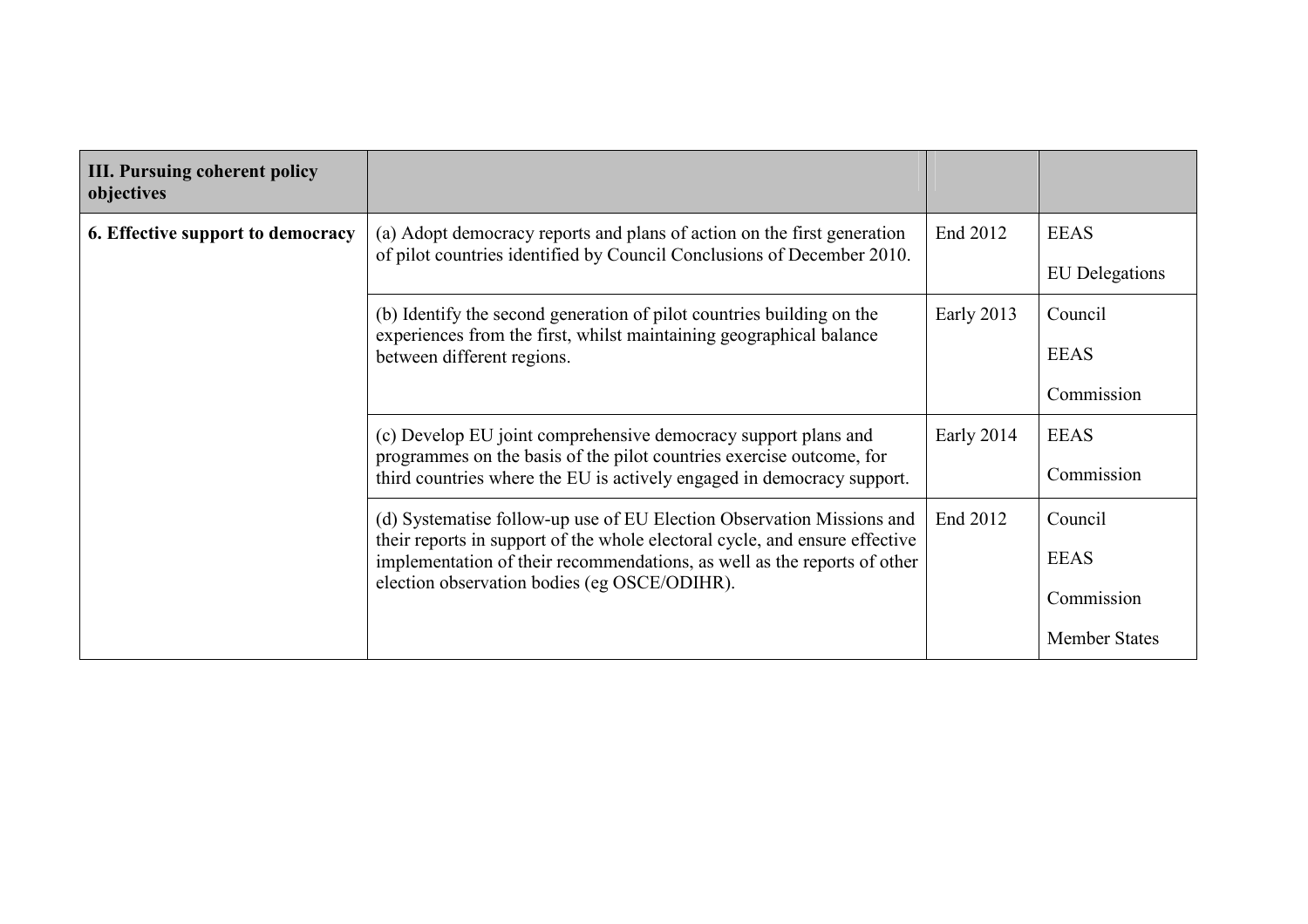| **III. Pursuing coherent policy objectives** | | | |
|---|---|---|---|
| **6. Effective support to democracy** | (a) Adopt democracy reports and plans of action on the first generation of pilot countries identified by Council Conclusions of December 2010. | End 2012 | EEAS<br><br>EU Delegations |
| | (b) Identify the second generation of pilot countries building on the experiences from the first, whilst maintaining geographical balance between different regions. | Early 2013 | Council<br><br>EEAS<br><br>Commission |
| | (c) Develop EU joint comprehensive democracy support plans and programmes on the basis of the pilot countries exercise outcome, for third countries where the EU is actively engaged in democracy support. | Early 2014 | EEAS<br><br>Commission |
| | (d) Systematise follow-up use of EU Election Observation Missions and their reports in support of the whole electoral cycle, and ensure effective implementation of their recommendations, as well as the reports of other election observation bodies (eg OSCE/ODIHR). | End 2012 | Council<br><br>EEAS<br><br>Commission<br><br>Member States |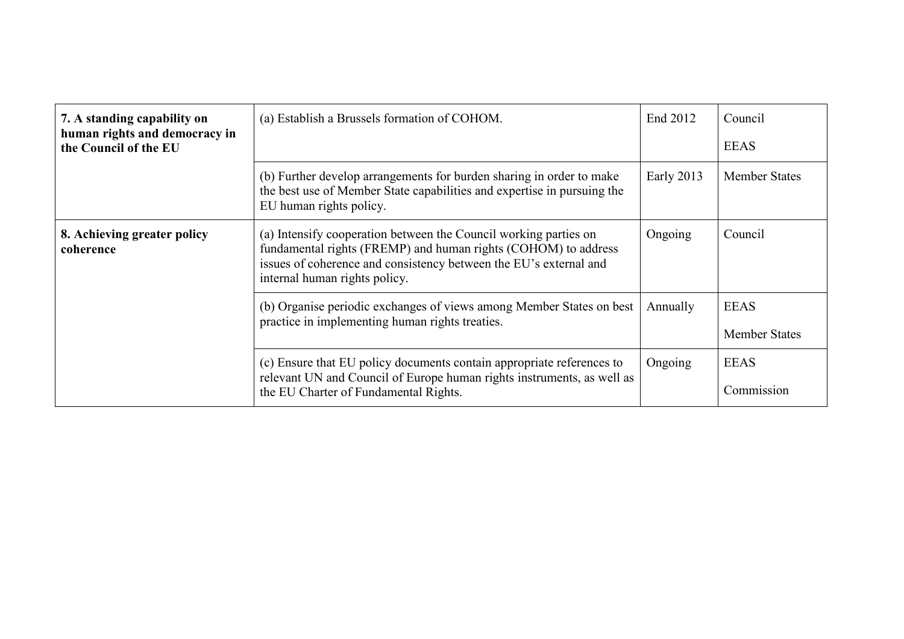| | | | |
|---|---|---|---|
| **7. A standing capability on human rights and democracy in the Council of the EU** | (a) Establish a Brussels formation of COHOM. | End 2012 | Council<br>EEAS |
| | (b) Further develop arrangements for burden sharing in order to make the best use of Member State capabilities and expertise in pursuing the EU human rights policy. | Early 2013 | Member States |
| **8. Achieving greater policy coherence** | (a) Intensify cooperation between the Council working parties on fundamental rights (FREMP) and human rights (COHOM) to address issues of coherence and consistency between the EU's external and internal human rights policy. | Ongoing | Council |
| | (b) Organise periodic exchanges of views among Member States on best practice in implementing human rights treaties. | Annually | EEAS<br>Member States |
| | (c) Ensure that EU policy documents contain appropriate references to relevant UN and Council of Europe human rights instruments, as well as the EU Charter of Fundamental Rights. | Ongoing | EEAS<br>Commission |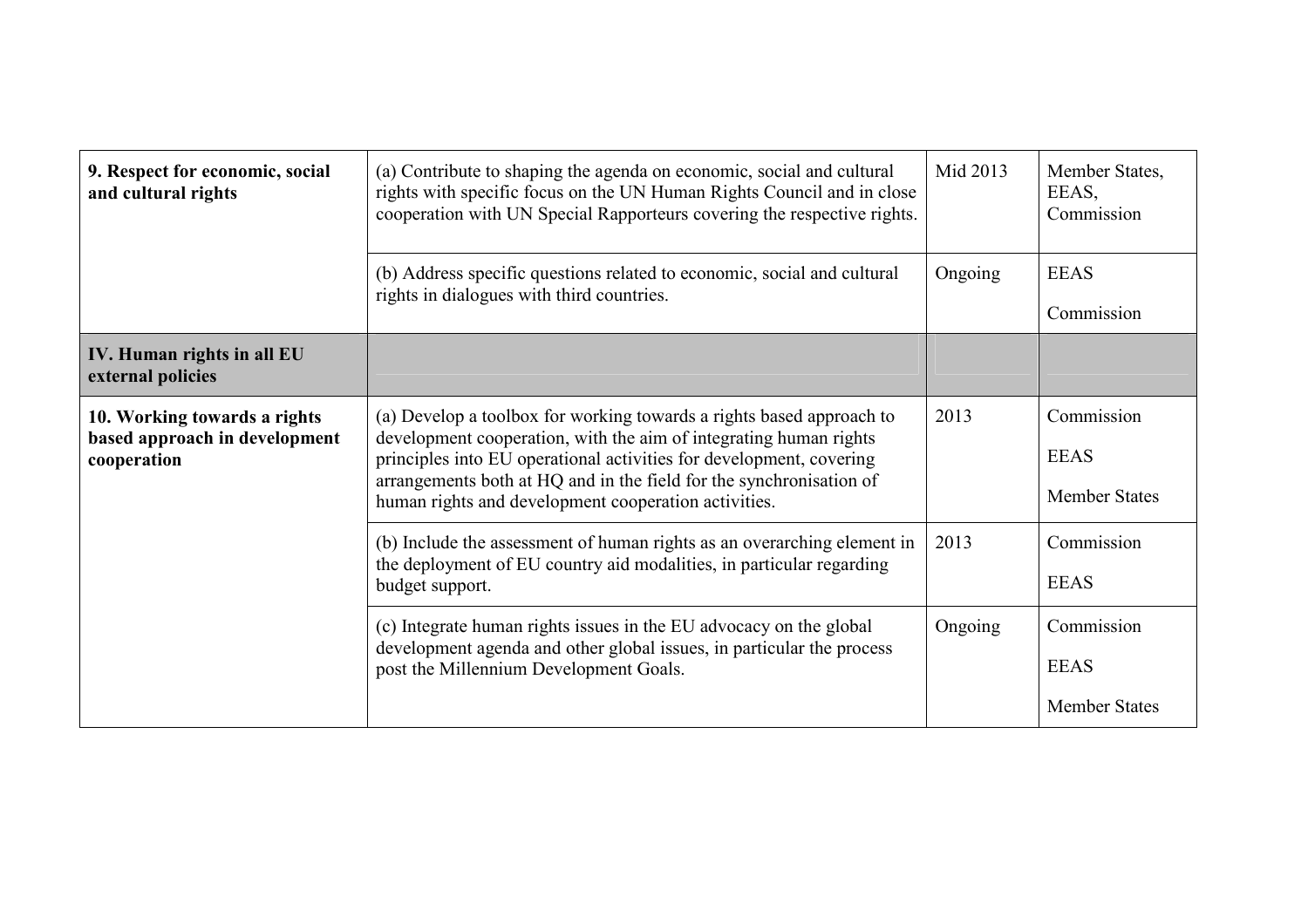| | | | |
|---|---|---|---|
| **9. Respect for economic, social and cultural rights** | (a) Contribute to shaping the agenda on economic, social and cultural rights with specific focus on the UN Human Rights Council and in close cooperation with UN Special Rapporteurs covering the respective rights. | Mid 2013 | Member States, EEAS, Commission |
| | (b) Address specific questions related to economic, social and cultural rights in dialogues with third countries. | Ongoing | EEAS<br><br>Commission |
| **IV. Human rights in all EU external policies** | | | |
| **10. Working towards a rights based approach in development cooperation** | (a) Develop a toolbox for working towards a rights based approach to development cooperation, with the aim of integrating human rights principles into EU operational activities for development, covering arrangements both at HQ and in the field for the synchronisation of human rights and development cooperation activities. | 2013 | Commission<br><br>EEAS<br><br>Member States |
| | (b) Include the assessment of human rights as an overarching element in the deployment of EU country aid modalities, in particular regarding budget support. | 2013 | Commission<br><br>EEAS |
| | (c) Integrate human rights issues in the EU advocacy on the global development agenda and other global issues, in particular the process post the Millennium Development Goals. | Ongoing | Commission<br><br>EEAS<br><br>Member States |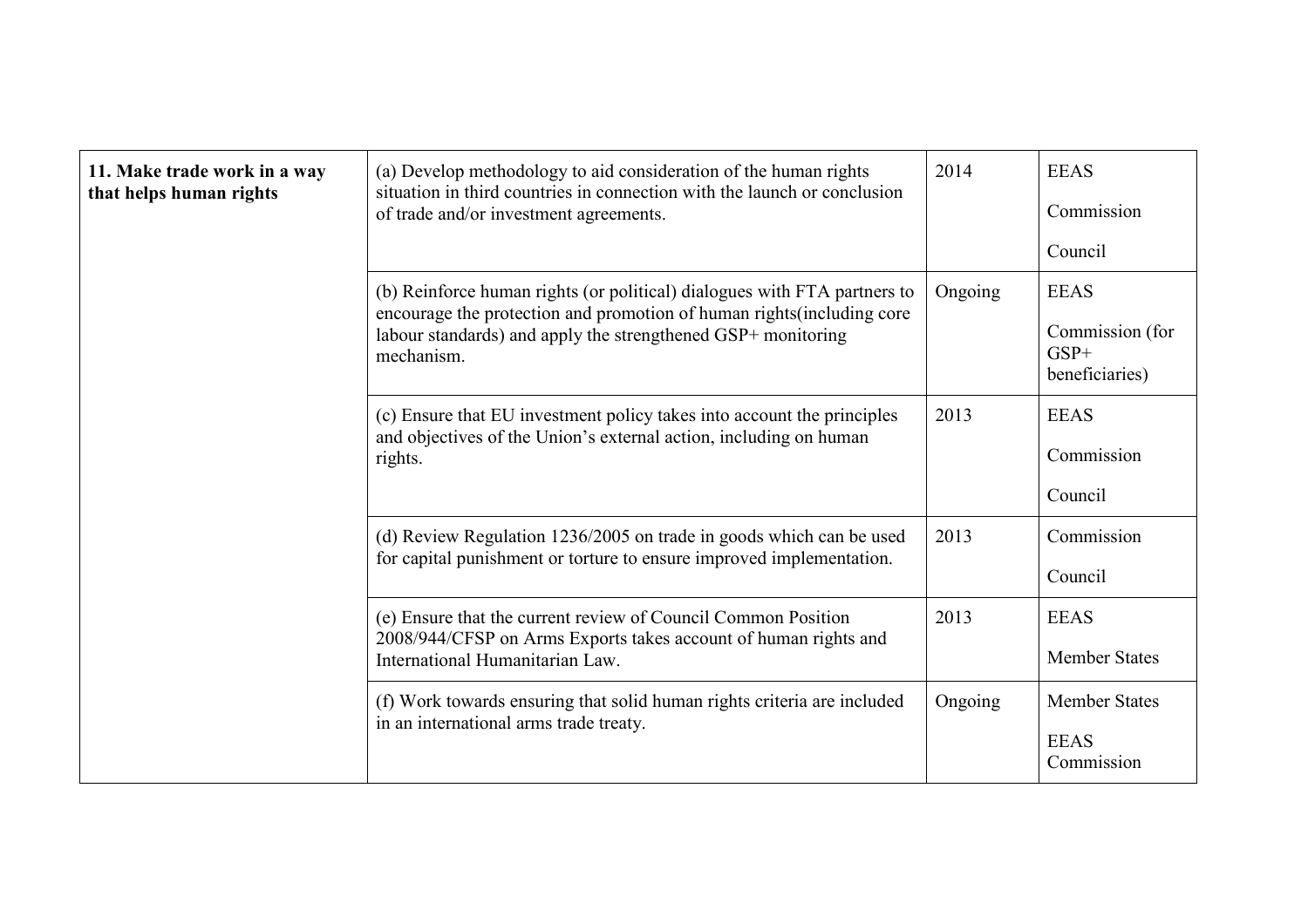| | | | |
|---|---|---|---|
| **11. Make trade work in a way that helps human rights** | (a) Develop methodology to aid consideration of the human rights situation in third countries in connection with the launch or conclusion of trade and/or investment agreements. | 2014 | EEAS<br><br>Commission<br><br>Council |
| | (b) Reinforce human rights (or political) dialogues with FTA partners to encourage the protection and promotion of human rights(including core labour standards) and apply the strengthened GSP+ monitoring mechanism. | Ongoing | EEAS<br><br>Commission (for GSP+ beneficiaries) |
| | (c) Ensure that EU investment policy takes into account the principles and objectives of the Union's external action, including on human rights. | 2013 | EEAS<br><br>Commission<br><br>Council |
| | (d) Review Regulation 1236/2005 on trade in goods which can be used for capital punishment or torture to ensure improved implementation. | 2013 | Commission<br><br>Council |
| | (e) Ensure that the current review of Council Common Position 2008/944/CFSP on Arms Exports takes account of human rights and International Humanitarian Law. | 2013 | EEAS<br><br>Member States |
| | (f) Work towards ensuring that solid human rights criteria are included in an international arms trade treaty. | Ongoing | Member States<br><br>EEAS<br>Commission |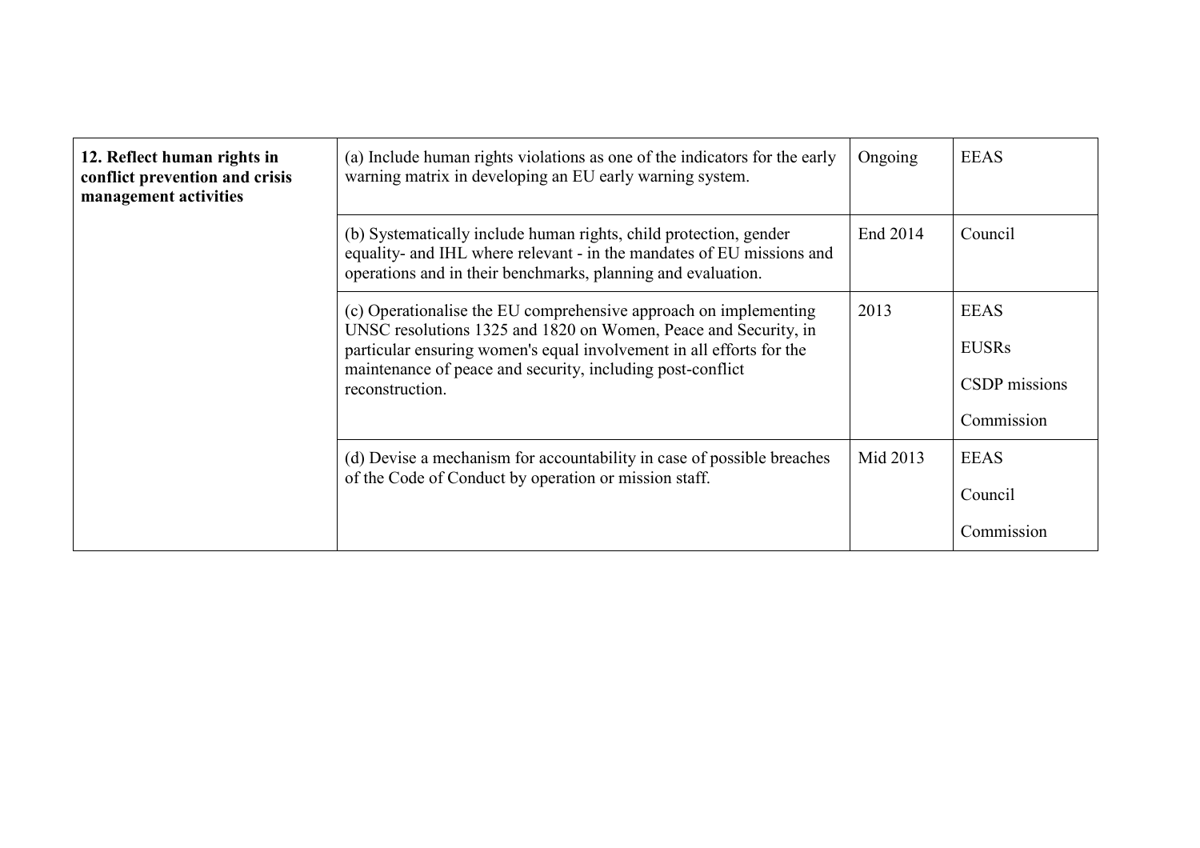| | | | |
|---|---|---|---|
| **12. Reflect human rights in conflict prevention and crisis management activities** | (a) Include human rights violations as one of the indicators for the early warning matrix in developing an EU early warning system. | Ongoing | EEAS |
| | (b) Systematically include human rights, child protection, gender equality- and IHL where relevant - in the mandates of EU missions and operations and in their benchmarks, planning and evaluation. | End 2014 | Council |
| | (c) Operationalise the EU comprehensive approach on implementing UNSC resolutions 1325 and 1820 on Women, Peace and Security, in particular ensuring women's equal involvement in all efforts for the maintenance of peace and security, including post-conflict reconstruction. | 2013 | EEAS<br>EUSRs<br>CSDP missions<br>Commission |
| | (d) Devise a mechanism for accountability in case of possible breaches of the Code of Conduct by operation or mission staff. | Mid 2013 | EEAS<br>Council<br>Commission |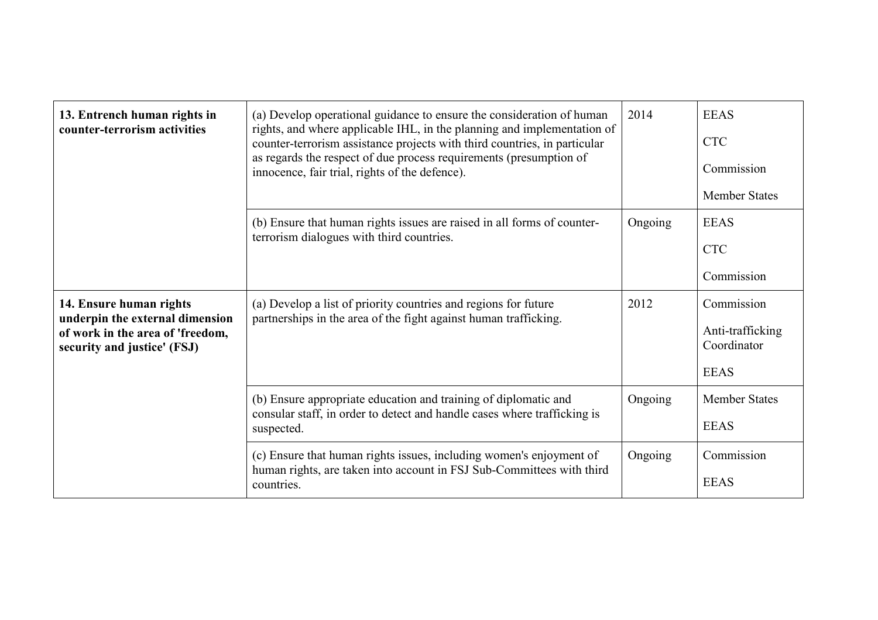| | | | |
|---|---|---|---|
| **13. Entrench human rights in counter-terrorism activities** | (a) Develop operational guidance to ensure the consideration of human rights, and where applicable IHL, in the planning and implementation of counter-terrorism assistance projects with third countries, in particular as regards the respect of due process requirements (presumption of innocence, fair trial, rights of the defence). | 2014 | EEAS<br><br>CTC<br><br>Commission<br><br>Member States |
| | (b) Ensure that human rights issues are raised in all forms of counter-terrorism dialogues with third countries. | Ongoing | EEAS<br><br>CTC<br><br>Commission |
| **14. Ensure human rights underpin the external dimension of work in the area of 'freedom, security and justice' (FSJ)** | (a) Develop a list of priority countries and regions for future partnerships in the area of the fight against human trafficking. | 2012 | Commission<br><br>Anti-trafficking Coordinator<br><br>EEAS |
| | (b) Ensure appropriate education and training of diplomatic and consular staff, in order to detect and handle cases where trafficking is suspected. | Ongoing | Member States<br><br>EEAS |
| | (c) Ensure that human rights issues, including women's enjoyment of human rights, are taken into account in FSJ Sub-Committees with third countries. | Ongoing | Commission<br><br>EEAS |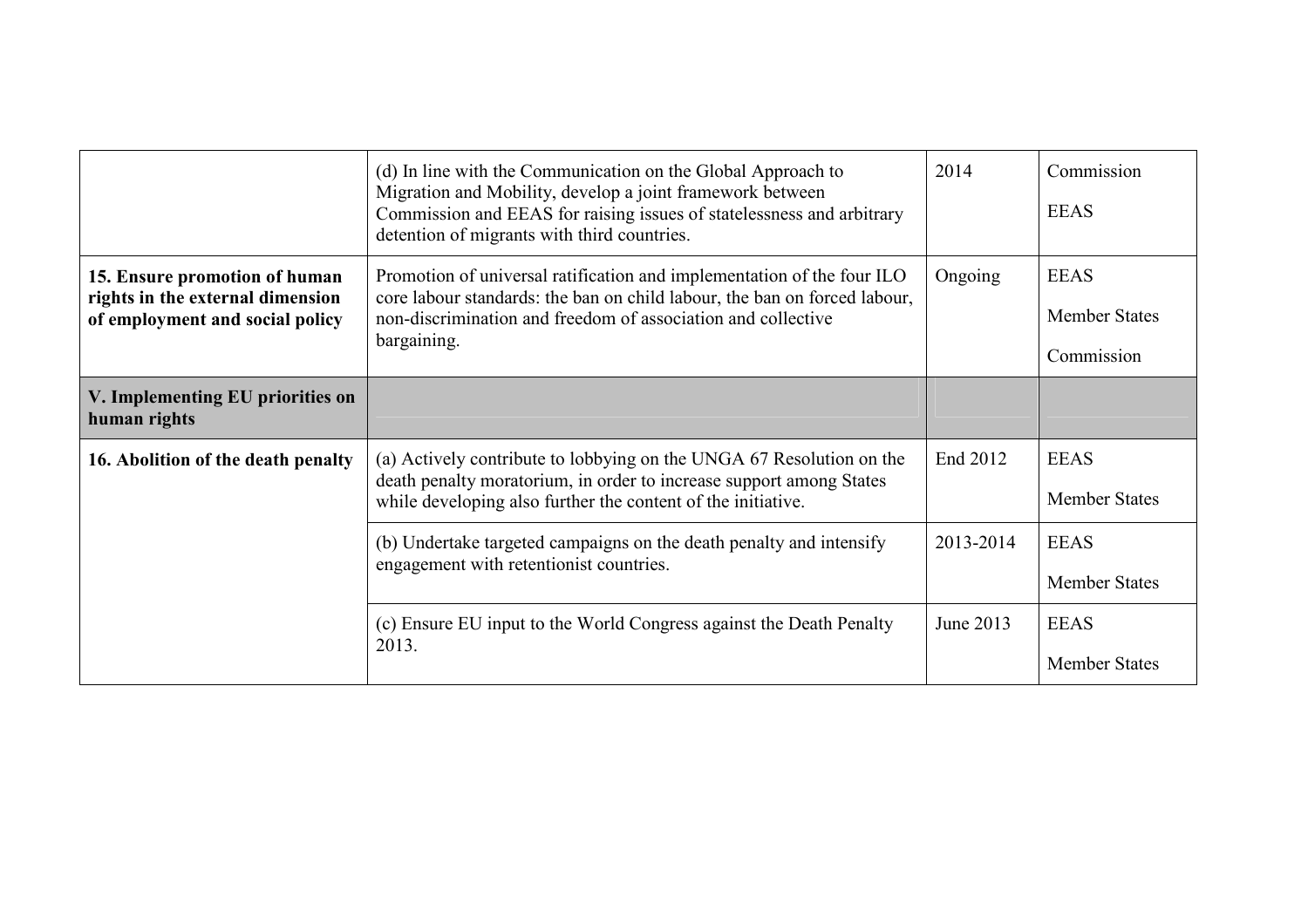| | | | |
|---|---|---|---|
| | (d) In line with the Communication on the Global Approach to Migration and Mobility, develop a joint framework between Commission and EEAS for raising issues of statelessness and arbitrary detention of migrants with third countries. | 2014 | Commission<br><br>EEAS |
| **15. Ensure promotion of human rights in the external dimension of employment and social policy** | Promotion of universal ratification and implementation of the four ILO core labour standards: the ban on child labour, the ban on forced labour, non-discrimination and freedom of association and collective bargaining. | Ongoing | EEAS<br><br>Member States<br><br>Commission |
| **V. Implementing EU priorities on human rights** | | | |
| **16. Abolition of the death penalty** | (a) Actively contribute to lobbying on the UNGA 67 Resolution on the death penalty moratorium, in order to increase support among States while developing also further the content of the initiative. | End 2012 | EEAS<br><br>Member States |
| | (b) Undertake targeted campaigns on the death penalty and intensify engagement with retentionist countries. | 2013-2014 | EEAS<br><br>Member States |
| | (c) Ensure EU input to the World Congress against the Death Penalty 2013. | June 2013 | EEAS<br><br>Member States |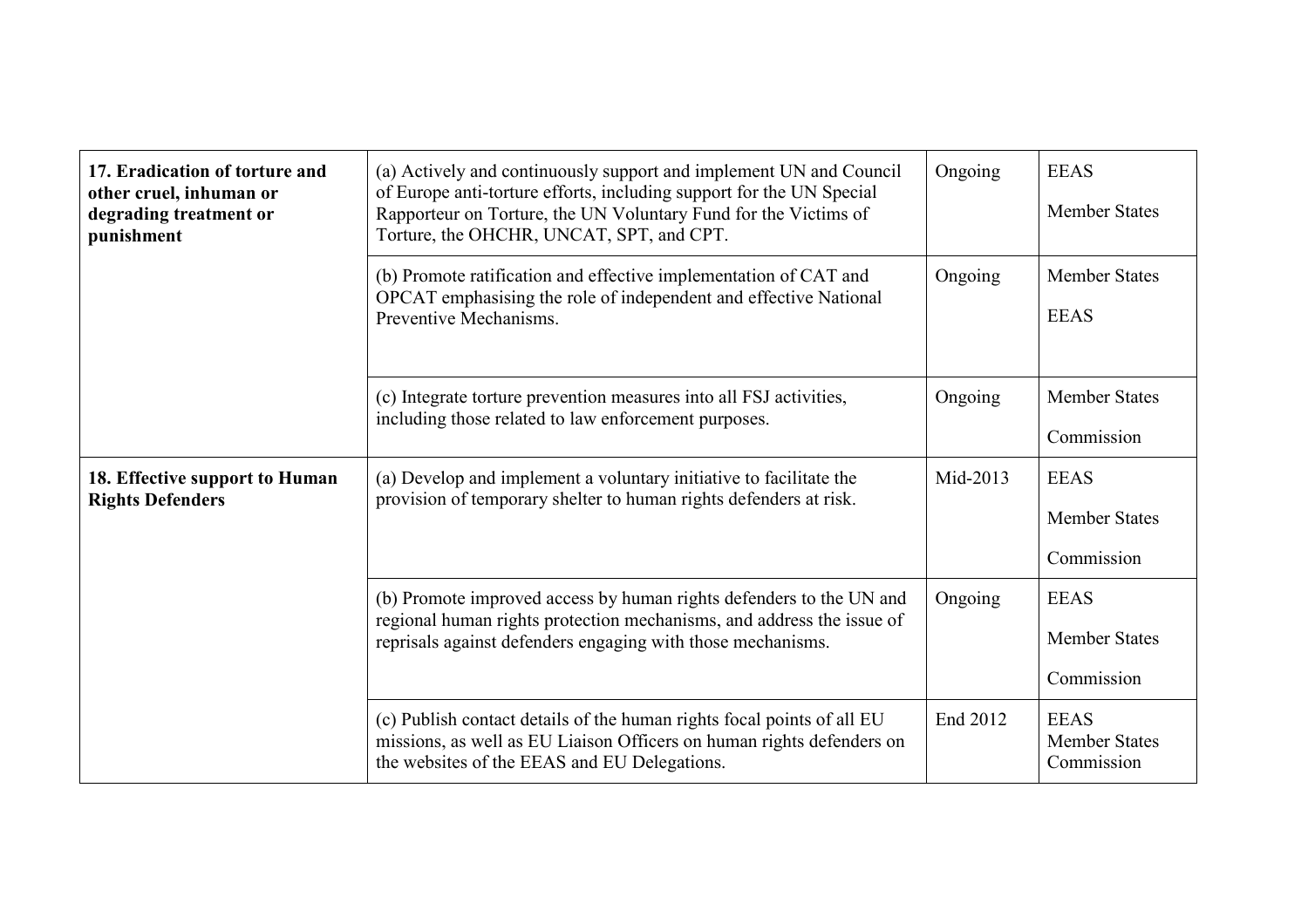| | | | |
|---|---|---|---|
| **17. Eradication of torture and other cruel, inhuman or degrading treatment or punishment** | (a) Actively and continuously support and implement UN and Council of Europe anti-torture efforts, including support for the UN Special Rapporteur on Torture, the UN Voluntary Fund for the Victims of Torture, the OHCHR, UNCAT, SPT, and CPT. | Ongoing | EEAS<br><br>Member States |
| | (b) Promote ratification and effective implementation of CAT and OPCAT emphasising the role of independent and effective National Preventive Mechanisms. | Ongoing | Member States<br><br>EEAS |
| | (c) Integrate torture prevention measures into all FSJ activities, including those related to law enforcement purposes. | Ongoing | Member States<br><br>Commission |
| **18. Effective support to Human Rights Defenders** | (a) Develop and implement a voluntary initiative to facilitate the provision of temporary shelter to human rights defenders at risk. | Mid-2013 | EEAS<br><br>Member States<br><br>Commission |
| | (b) Promote improved access by human rights defenders to the UN and regional human rights protection mechanisms, and address the issue of reprisals against defenders engaging with those mechanisms. | Ongoing | EEAS<br><br>Member States<br><br>Commission |
| | (c) Publish contact details of the human rights focal points of all EU missions, as well as EU Liaison Officers on human rights defenders on the websites of the EEAS and EU Delegations. | End 2012 | EEAS<br>Member States<br>Commission |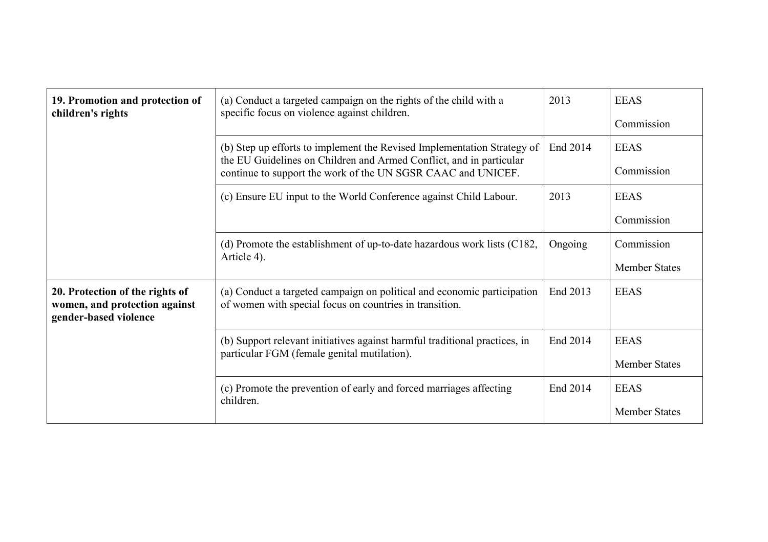| | | | |
|---|---|---|---|
| **19. Promotion and protection of children's rights** | (a) Conduct a targeted campaign on the rights of the child with a specific focus on violence against children. | 2013 | EEAS<br><br>Commission |
| | (b) Step up efforts to implement the Revised Implementation Strategy of the EU Guidelines on Children and Armed Conflict, and in particular continue to support the work of the UN SGSR CAAC and UNICEF. | End 2014 | EEAS<br><br>Commission |
| | (c) Ensure EU input to the World Conference against Child Labour. | 2013 | EEAS<br><br>Commission |
| | (d) Promote the establishment of up-to-date hazardous work lists (C182, Article 4). | Ongoing | Commission<br><br>Member States |
| **20. Protection of the rights of women, and protection against gender-based violence** | (a) Conduct a targeted campaign on political and economic participation of women with special focus on countries in transition. | End 2013 | EEAS |
| | (b) Support relevant initiatives against harmful traditional practices, in particular FGM (female genital mutilation). | End 2014 | EEAS<br><br>Member States |
| | (c) Promote the prevention of early and forced marriages affecting children. | End 2014 | EEAS<br><br>Member States |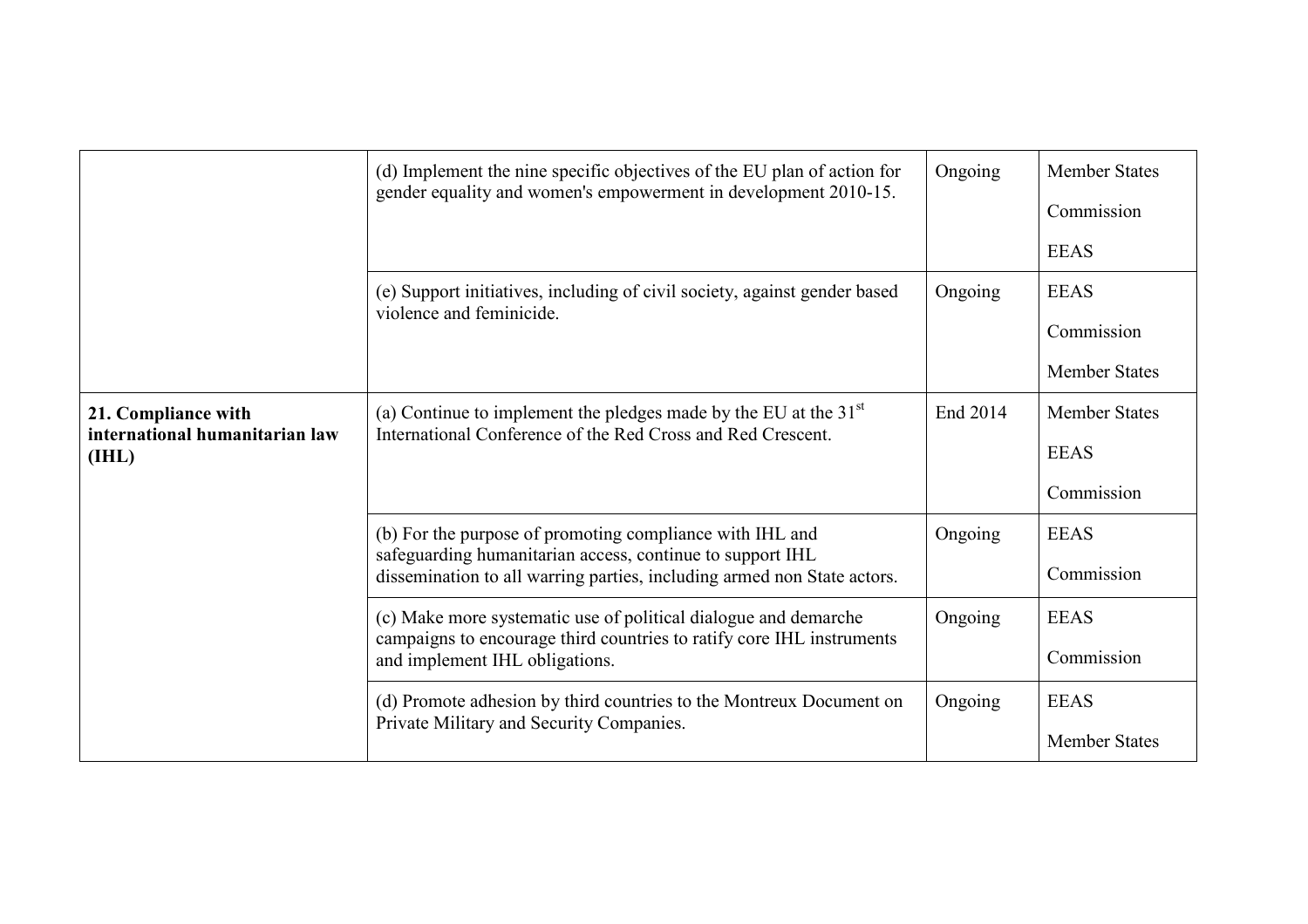| | | | |
|---|---|---|---|
| | (d) Implement the nine specific objectives of the EU plan of action for gender equality and women's empowerment in development 2010-15. | Ongoing | Member States<br>Commission<br>EEAS |
| | (e) Support initiatives, including of civil society, against gender based violence and feminicide. | Ongoing | EEAS<br>Commission<br>Member States |
| **21. Compliance with international humanitarian law (IHL)** | (a) Continue to implement the pledges made by the EU at the 31st International Conference of the Red Cross and Red Crescent. | End 2014 | Member States<br>EEAS<br>Commission |
| | (b) For the purpose of promoting compliance with IHL and safeguarding humanitarian access, continue to support IHL dissemination to all warring parties, including armed non State actors. | Ongoing | EEAS<br>Commission |
| | (c) Make more systematic use of political dialogue and demarche campaigns to encourage third countries to ratify core IHL instruments and implement IHL obligations. | Ongoing | EEAS<br>Commission |
| | (d) Promote adhesion by third countries to the Montreux Document on Private Military and Security Companies. | Ongoing | EEAS<br>Member States |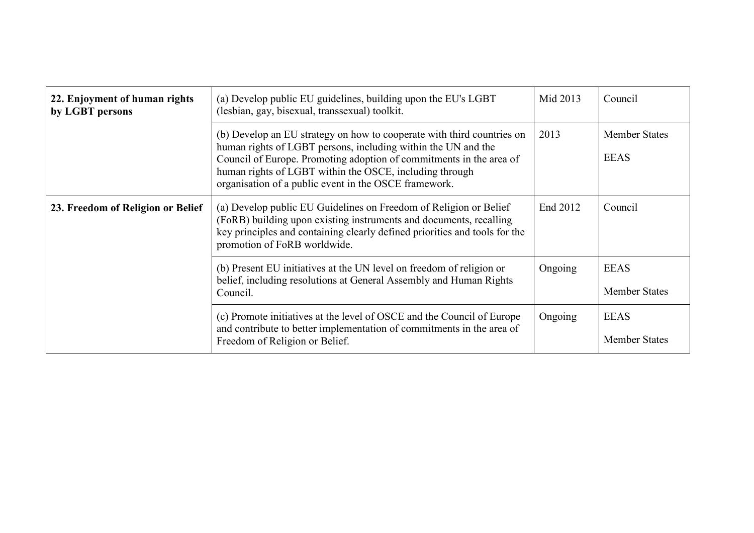| | | | |
|---|---|---|---|
| **22. Enjoyment of human rights by LGBT persons** | (a) Develop public EU guidelines, building upon the EU's LGBT (lesbian, gay, bisexual, transsexual) toolkit. | Mid 2013 | Council |
| | (b) Develop an EU strategy on how to cooperate with third countries on human rights of LGBT persons, including within the UN and the Council of Europe. Promoting adoption of commitments in the area of human rights of LGBT within the OSCE, including through organisation of a public event in the OSCE framework. | 2013 | Member States<br><br>EEAS |
| **23. Freedom of Religion or Belief** | (a) Develop public EU Guidelines on Freedom of Religion or Belief (FoRB) building upon existing instruments and documents, recalling key principles and containing clearly defined priorities and tools for the promotion of FoRB worldwide. | End 2012 | Council |
| | (b) Present EU initiatives at the UN level on freedom of religion or belief, including resolutions at General Assembly and Human Rights Council. | Ongoing | EEAS<br><br>Member States |
| | (c) Promote initiatives at the level of OSCE and the Council of Europe and contribute to better implementation of commitments in the area of Freedom of Religion or Belief. | Ongoing | EEAS<br><br>Member States |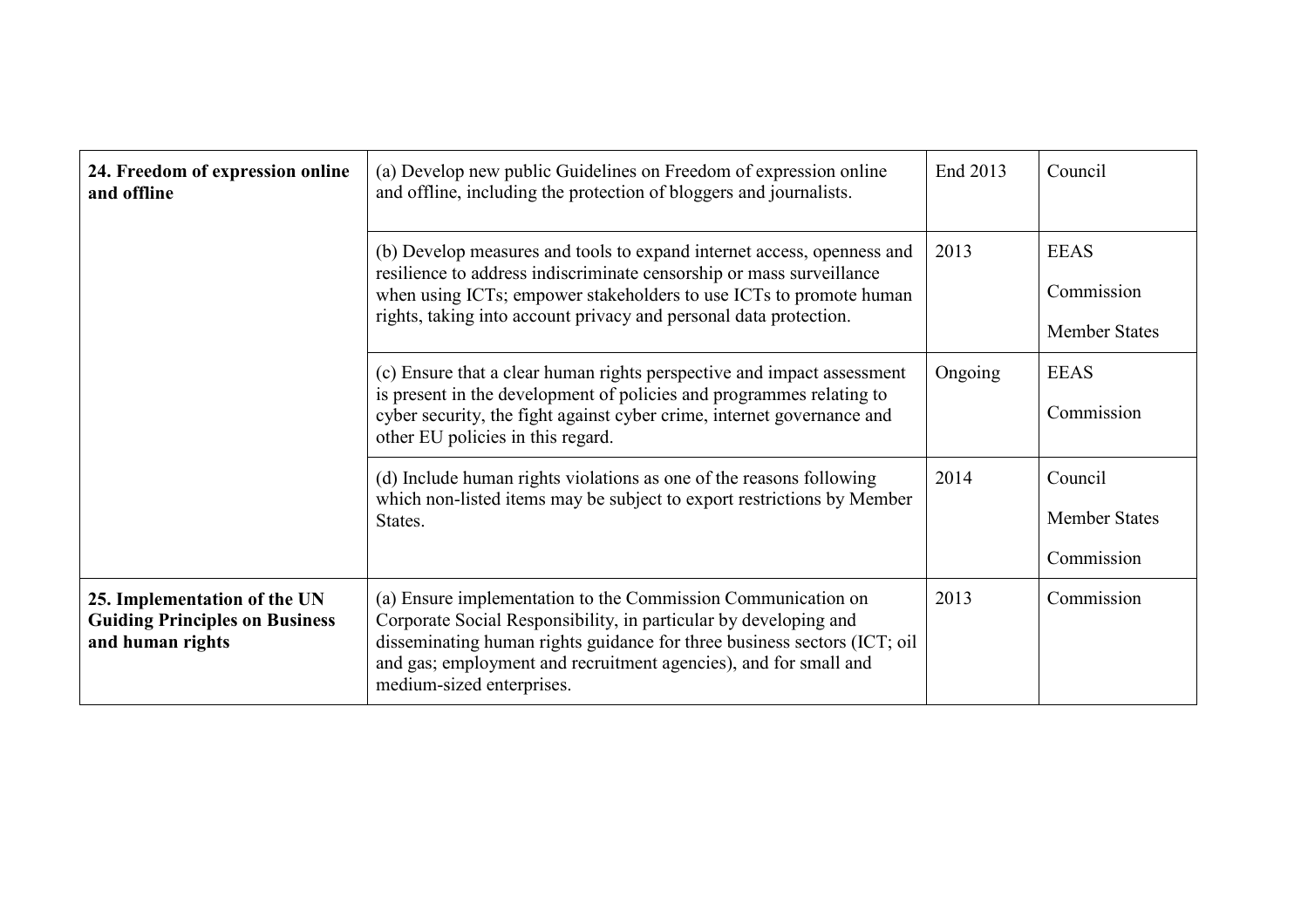| | | | |
|---|---|---|---|
| **24. Freedom of expression online and offline** | (a) Develop new public Guidelines on Freedom of expression online and offline, including the protection of bloggers and journalists. | End 2013 | Council |
| | (b) Develop measures and tools to expand internet access, openness and resilience to address indiscriminate censorship or mass surveillance when using ICTs; empower stakeholders to use ICTs to promote human rights, taking into account privacy and personal data protection. | 2013 | EEAS<br><br>Commission<br><br>Member States |
| | (c) Ensure that a clear human rights perspective and impact assessment is present in the development of policies and programmes relating to cyber security, the fight against cyber crime, internet governance and other EU policies in this regard. | Ongoing | EEAS<br><br>Commission |
| | (d) Include human rights violations as one of the reasons following which non-listed items may be subject to export restrictions by Member States. | 2014 | Council<br><br>Member States<br><br>Commission |
| **25. Implementation of the UN Guiding Principles on Business and human rights** | (a) Ensure implementation to the Commission Communication on Corporate Social Responsibility, in particular by developing and disseminating human rights guidance for three business sectors (ICT; oil and gas; employment and recruitment agencies), and for small and medium-sized enterprises. | 2013 | Commission |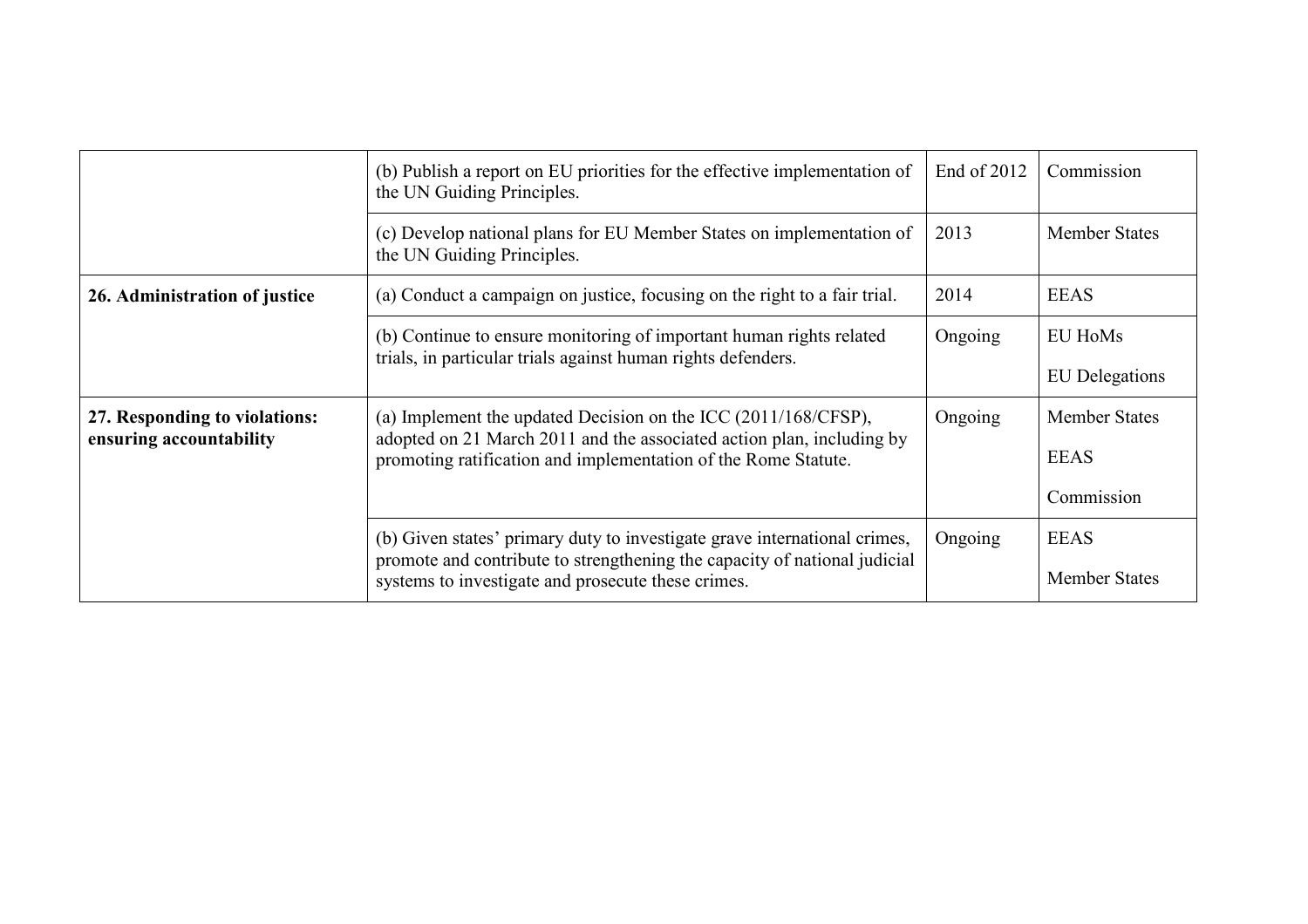|  |  |  |  |
|---|---|---|---|
|  | (b) Publish a report on EU priorities for the effective implementation of the UN Guiding Principles. | End of 2012 | Commission |
|  | (c) Develop national plans for EU Member States on implementation of the UN Guiding Principles. | 2013 | Member States |
| **26. Administration of justice** | (a) Conduct a campaign on justice, focusing on the right to a fair trial. | 2014 | EEAS |
|  | (b) Continue to ensure monitoring of important human rights related trials, in particular trials against human rights defenders. | Ongoing | EU HoMs<br>EU Delegations |
| **27. Responding to violations: ensuring accountability** | (a) Implement the updated Decision on the ICC (2011/168/CFSP), adopted on 21 March 2011 and the associated action plan, including by promoting ratification and implementation of the Rome Statute. | Ongoing | Member States<br>EEAS<br>Commission |
|  | (b) Given states' primary duty to investigate grave international crimes, promote and contribute to strengthening the capacity of national judicial systems to investigate and prosecute these crimes. | Ongoing | EEAS<br>Member States |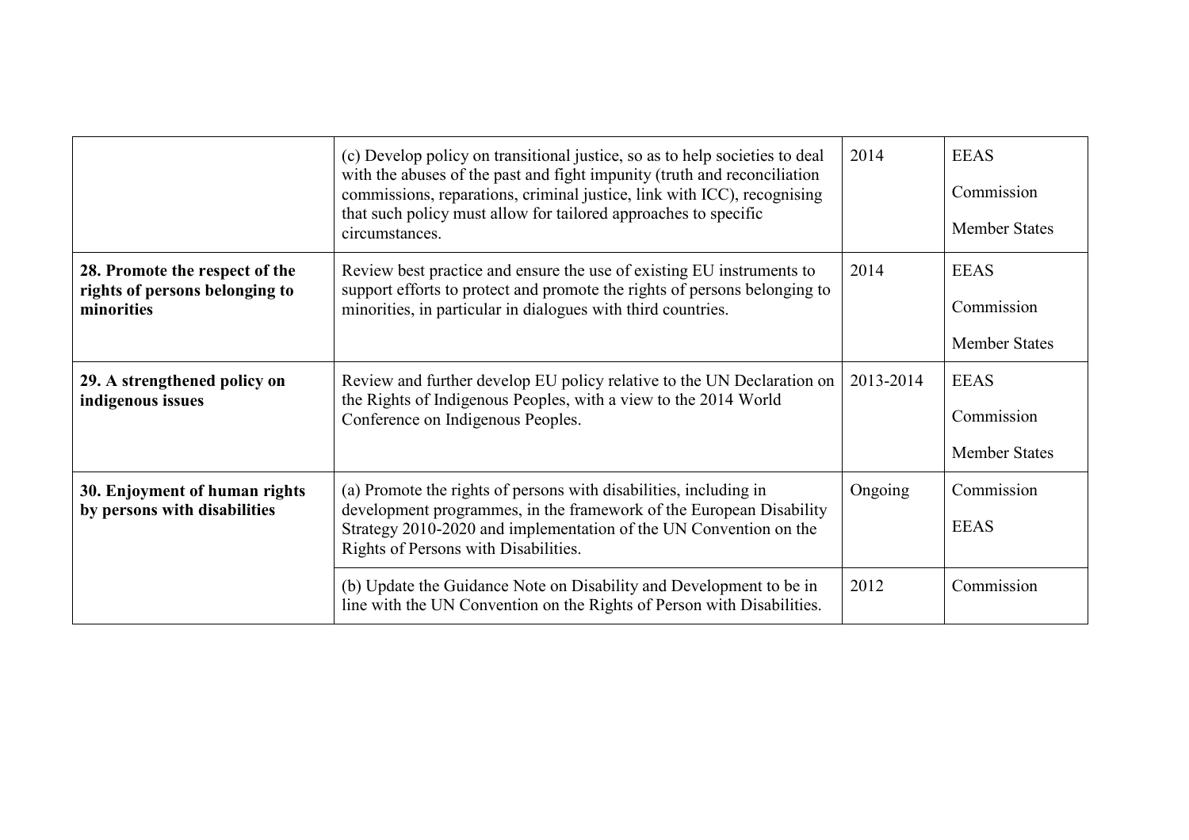| | | | |
|---|---|---|---|
| | (c) Develop policy on transitional justice, so as to help societies to deal with the abuses of the past and fight impunity (truth and reconciliation commissions, reparations, criminal justice, link with ICC), recognising that such policy must allow for tailored approaches to specific circumstances. | 2014 | EEAS<br>Commission<br>Member States |
| **28. Promote the respect of the rights of persons belonging to minorities** | Review best practice and ensure the use of existing EU instruments to support efforts to protect and promote the rights of persons belonging to minorities, in particular in dialogues with third countries. | 2014 | EEAS<br>Commission<br>Member States |
| **29. A strengthened policy on indigenous issues** | Review and further develop EU policy relative to the UN Declaration on the Rights of Indigenous Peoples, with a view to the 2014 World Conference on Indigenous Peoples. | 2013-2014 | EEAS<br>Commission<br>Member States |
| **30. Enjoyment of human rights by persons with disabilities** | (a) Promote the rights of persons with disabilities, including in development programmes, in the framework of the European Disability Strategy 2010-2020 and implementation of the UN Convention on the Rights of Persons with Disabilities. | Ongoing | Commission<br>EEAS |
| | (b) Update the Guidance Note on Disability and Development to be in line with the UN Convention on the Rights of Person with Disabilities. | 2012 | Commission |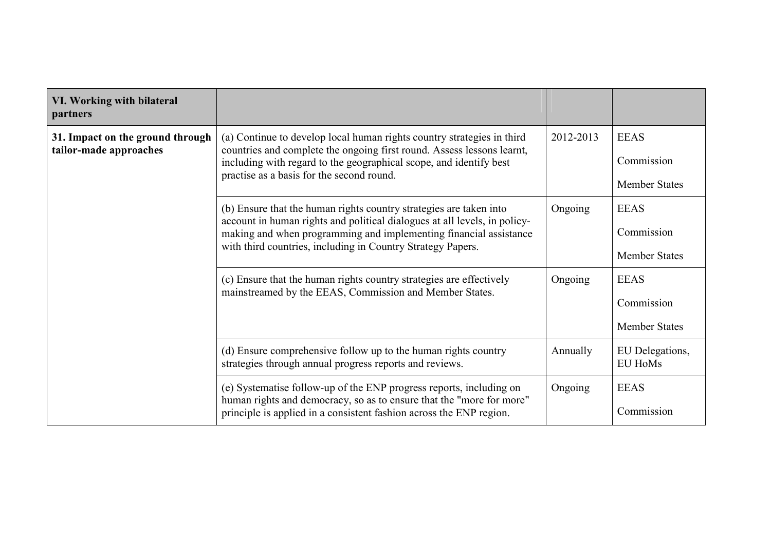| VI. Working with bilateral partners | | | |
|---|---|---|---|
| **31. Impact on the ground through tailor-made approaches** | (a) Continue to develop local human rights country strategies in third countries and complete the ongoing first round. Assess lessons learnt, including with regard to the geographical scope, and identify best practise as a basis for the second round. | 2012-2013 | EEAS<br><br>Commission<br><br>Member States |
| | (b) Ensure that the human rights country strategies are taken into account in human rights and political dialogues at all levels, in policy-making and when programming and implementing financial assistance with third countries, including in Country Strategy Papers. | Ongoing | EEAS<br><br>Commission<br><br>Member States |
| | (c) Ensure that the human rights country strategies are effectively mainstreamed by the EEAS, Commission and Member States. | Ongoing | EEAS<br><br>Commission<br><br>Member States |
| | (d) Ensure comprehensive follow up to the human rights country strategies through annual progress reports and reviews. | Annually | EU Delegations, EU HoMs |
| | (e) Systematise follow-up of the ENP progress reports, including on human rights and democracy, so as to ensure that the "more for more" principle is applied in a consistent fashion across the ENP region. | Ongoing | EEAS<br><br>Commission |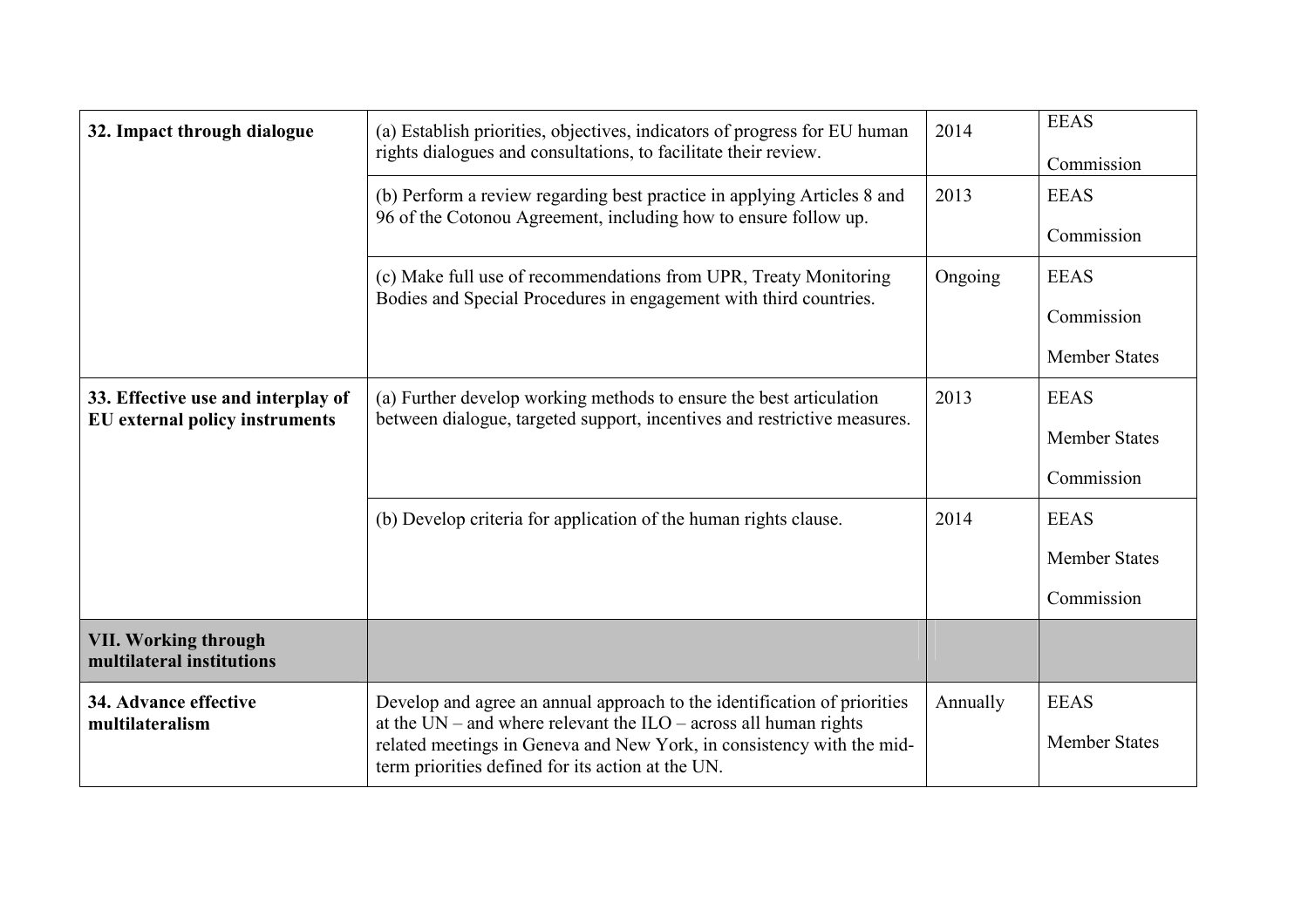| | | | |
|---|---|---|---|
| **32. Impact through dialogue** | (a) Establish priorities, objectives, indicators of progress for EU human rights dialogues and consultations, to facilitate their review. | 2014 | EEAS<br><br>Commission |
| | (b) Perform a review regarding best practice in applying Articles 8 and 96 of the Cotonou Agreement, including how to ensure follow up. | 2013 | EEAS<br><br>Commission |
| | (c) Make full use of recommendations from UPR, Treaty Monitoring Bodies and Special Procedures in engagement with third countries. | Ongoing | EEAS<br><br>Commission<br><br>Member States |
| **33. Effective use and interplay of EU external policy instruments** | (a) Further develop working methods to ensure the best articulation between dialogue, targeted support, incentives and restrictive measures. | 2013 | EEAS<br><br>Member States<br><br>Commission |
| | (b) Develop criteria for application of the human rights clause. | 2014 | EEAS<br><br>Member States<br><br>Commission |
| **VII. Working through multilateral institutions** | | | |
| **34. Advance effective multilateralism** | Develop and agree an annual approach to the identification of priorities at the UN – and where relevant the ILO – across all human rights related meetings in Geneva and New York, in consistency with the mid-term priorities defined for its action at the UN. | Annually | EEAS<br><br>Member States |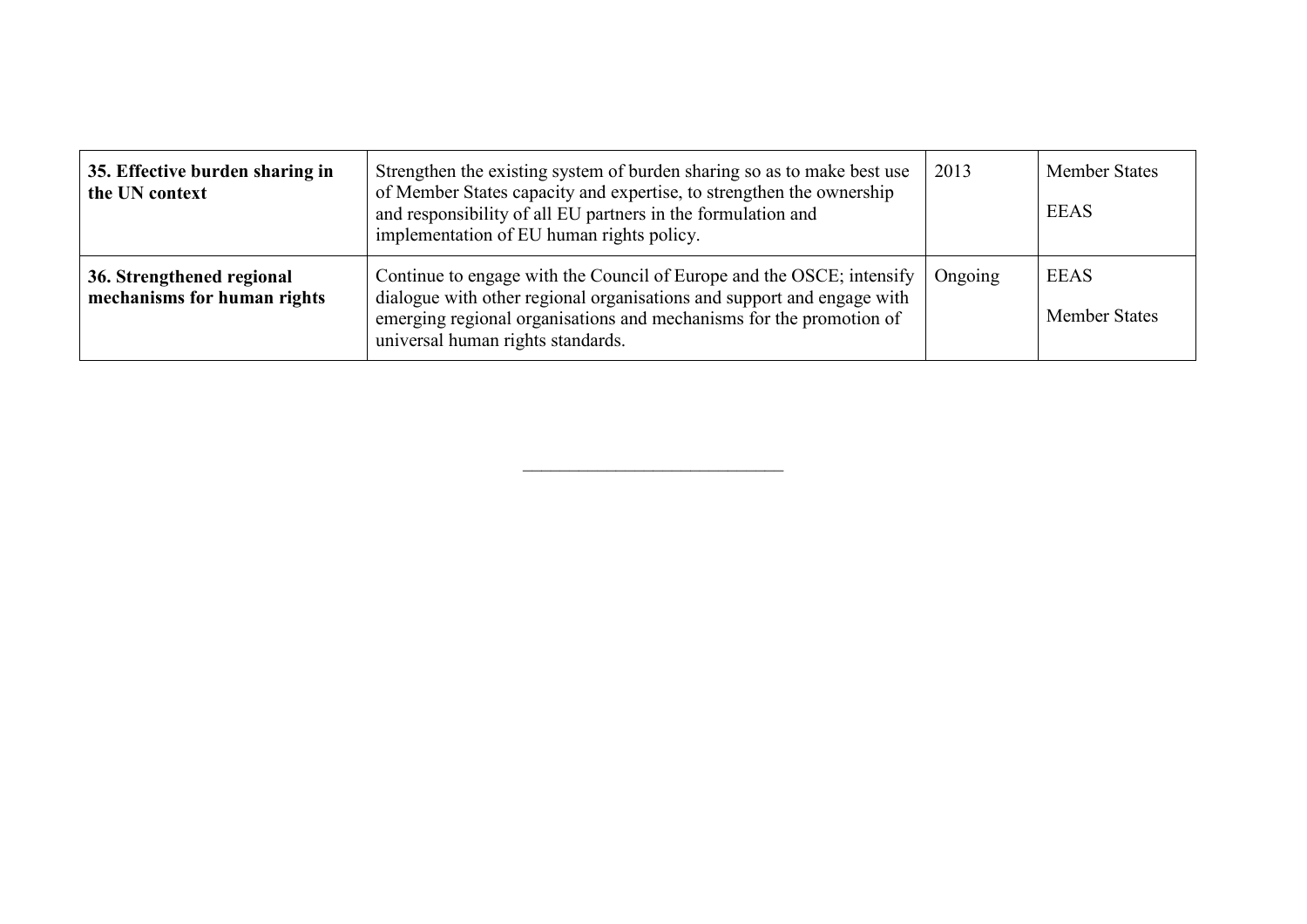| | | | |
|---|---|---|---|
| **35. Effective burden sharing in the UN context** | Strengthen the existing system of burden sharing so as to make best use of Member States capacity and expertise, to strengthen the ownership and responsibility of all EU partners in the formulation and implementation of EU human rights policy. | 2013 | Member States<br><br>EEAS |
| **36. Strengthened regional mechanisms for human rights** | Continue to engage with the Council of Europe and the OSCE; intensify dialogue with other regional organisations and support and engage with emerging regional organisations and mechanisms for the promotion of universal human rights standards. | Ongoing | EEAS<br><br>Member States |

\_\_\_\_\_\_\_\_\_\_\_\_\_\_\_\_\_\_\_\_\_\_\_\_\_\_\_\_